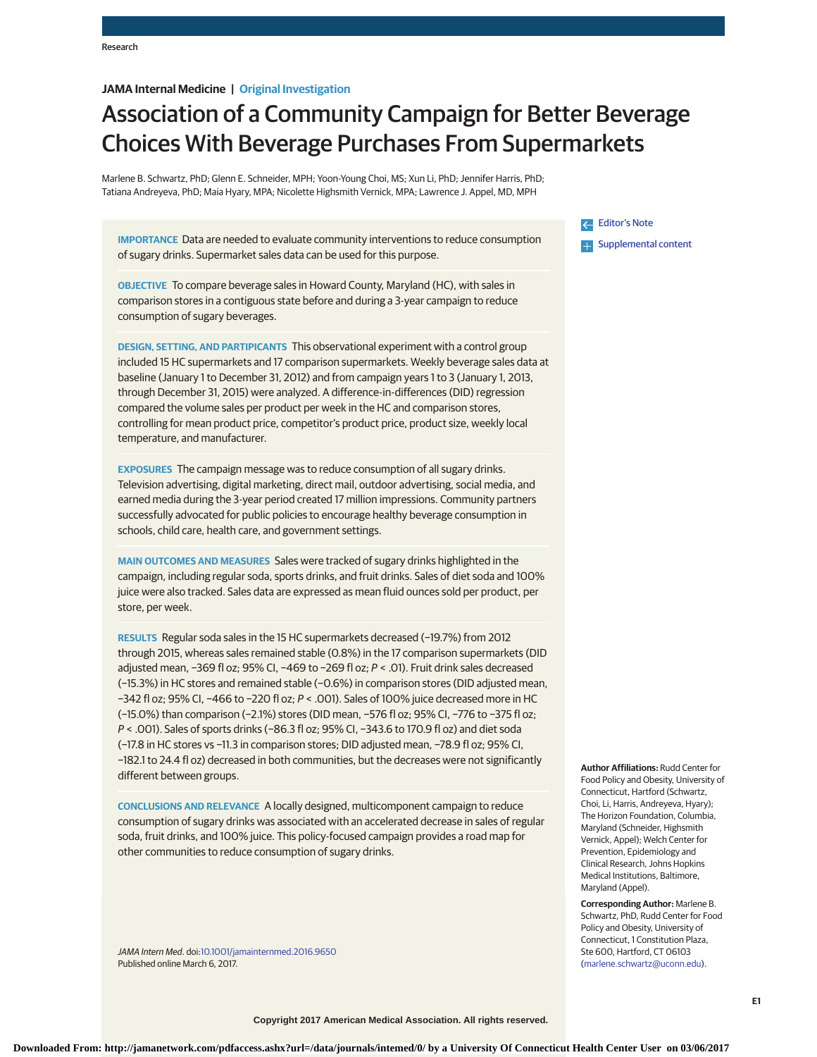JAMA Internal Medicine | Original Investigation

# Association of a Community Campaign for Better Beverage Choices With Beverage Purchases From Supermarkets

Marlene B. Schwartz, PhD; Glenn E. Schneider, MPH; Yoon-Young Choi, MS; Xun Li, PhD; Jennifer Harris, PhD; Tatiana Andreyeva, PhD; Maia Hyary, MPA; Nicolette Highsmith Vernick, MPA; Lawrence J. Appel, MD, MPH

Editor's Note

Supplemental content

**IMPORTANCE** Data are needed to evaluate community interventions to reduce consumption of sugary drinks. Supermarket sales data can be used for this purpose.

**OBJECTIVE** To compare beverage sales in Howard County, Maryland (HC), with sales in comparison stores in a contiguous state before and during a 3-year campaign to reduce consumption of sugary beverages.

**DESIGN, SETTING, AND PARTICIPANTS** This observational experiment with a control group included 15 HC supermarkets and 17 comparison supermarkets. Weekly beverage sales data at baseline (January 1 to December 31, 2012) and from campaign years 1 to 3 (January 1, 2013, through December 31, 2015) were analyzed. A difference-in-differences (DID) regression compared the volume sales per product per week in the HC and comparison stores, controlling for mean product price, competitor's product price, product size, weekly local temperature, and manufacturer.

**EXPOSURES** The campaign message was to reduce consumption of all sugary drinks. Television advertising, digital marketing, direct mail, outdoor advertising, social media, and earned media during the 3-year period created 17 million impressions. Community partners successfully advocated for public policies to encourage healthy beverage consumption in schools, child care, health care, and government settings.

**MAIN OUTCOMES AND MEASURES** Sales were tracked of sugary drinks highlighted in the campaign, including regular soda, sports drinks, and fruit drinks. Sales of diet soda and 100% juice were also tracked. Sales data are expressed as mean fluid ounces sold per product, per store, per week.

**RESULTS** Regular soda sales in the 15 HC supermarkets decreased (−19.7%) from 2012 through 2015, whereas sales remained stable (0.8%) in the 17 comparison supermarkets (DID adjusted mean, −369 fl oz; 95% CI, −469 to −269 fl oz; $P < .01$). Fruit drink sales decreased (−15.3%) in HC stores and remained stable (−0.6%) in comparison stores (DID adjusted mean, −342 fl oz; 95% CI, −466 to −220 fl oz; $P < .001$). Sales of 100% juice decreased more in HC (−15.0%) than comparison (−2.1%) stores (DID mean, −576 fl oz; 95% CI, −776 to −375 fl oz; $P < .001$). Sales of sports drinks (−86.3 fl oz; 95% CI, −343.6 to 170.9 fl oz) and diet soda (−17.8 in HC stores vs −11.3 in comparison stores; DID adjusted mean, −78.9 fl oz; 95% CI, −182.1 to 24.4 fl oz) decreased in both communities, but the decreases were not significantly different between groups.

**CONCLUSIONS AND RELEVANCE** A locally designed, multicomponent campaign to reduce consumption of sugary drinks was associated with an accelerated decrease in sales of regular soda, fruit drinks, and 100% juice. This policy-focused campaign provides a road map for other communities to reduce consumption of sugary drinks.

*JAMA Intern Med*. doi:10.1001/jamainternmed.2016.9650
Published online March 6, 2017.

**Author Affiliations:** Rudd Center for Food Policy and Obesity, University of Connecticut, Hartford (Schwartz, Choi, Li, Harris, Andreyeva, Hyary); The Horizon Foundation, Columbia, Maryland (Schneider, Highsmith Vernick, Appel); Welch Center for Prevention, Epidemiology and Clinical Research, Johns Hopkins Medical Institutions, Baltimore, Maryland (Appel).

**Corresponding Author:** Marlene B. Schwartz, PhD, Rudd Center for Food Policy and Obesity, University of Connecticut, 1 Constitution Plaza, Ste 600, Hartford, CT 06103 (marlene.schwartz@uconn.edu).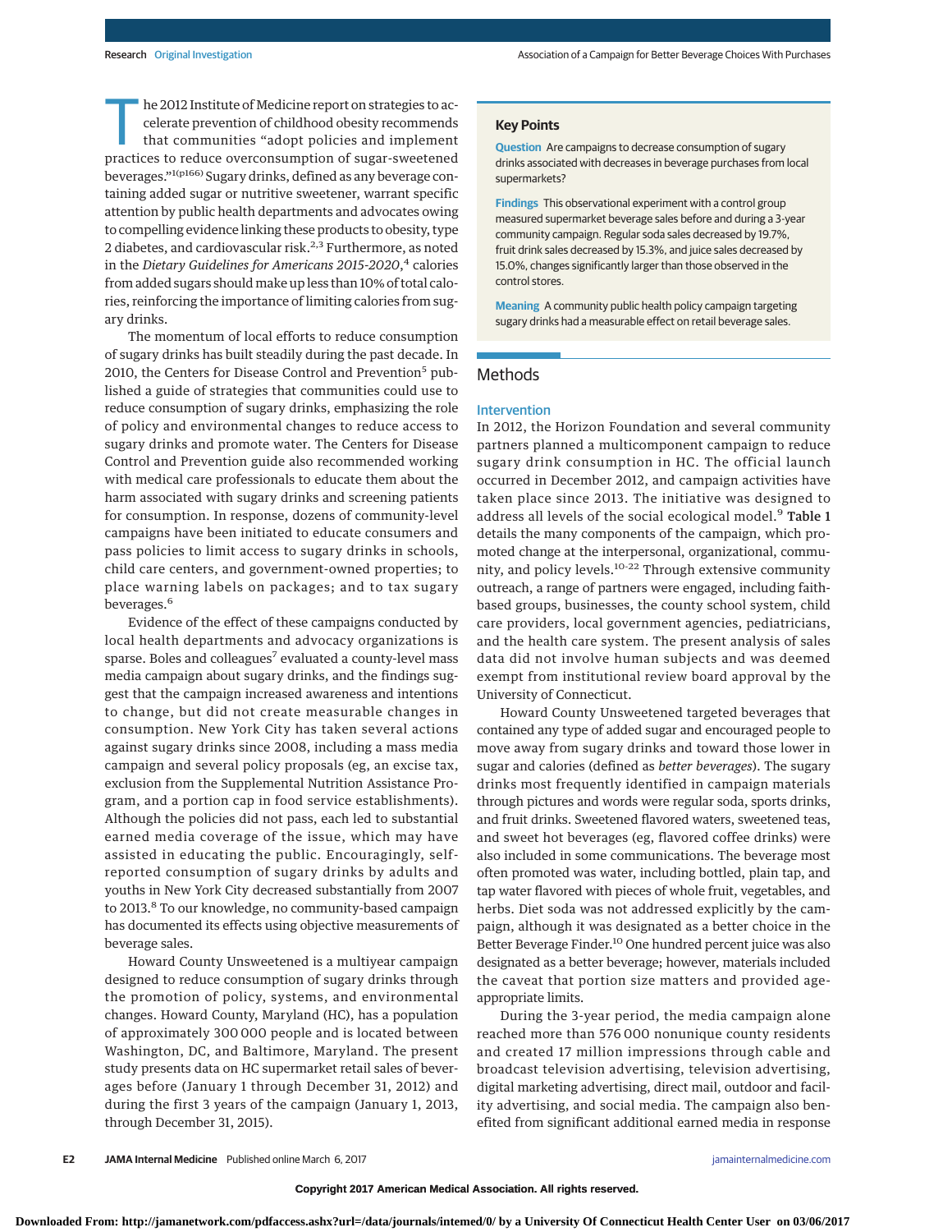The 2012 Institute of Medicine report on strategies to accelerate prevention of childhood obesity recommends that communities "adopt policies and implement practices to reduce overconsumption of sugar-sweetened beverages."[1(p166)] Sugary drinks, defined as any beverage containing added sugar or nutritive sweetener, warrant specific attention by public health departments and advocates owing to compelling evidence linking these products to obesity, type 2 diabetes, and cardiovascular risk.[2,3] Furthermore, as noted in the *Dietary Guidelines for Americans 2015-2020*,[4] calories from added sugars should make up less than 10% of total calories, reinforcing the importance of limiting calories from sugary drinks.

The momentum of local efforts to reduce consumption of sugary drinks has built steadily during the past decade. In 2010, the Centers for Disease Control and Prevention[5] published a guide of strategies that communities could use to reduce consumption of sugary drinks, emphasizing the role of policy and environmental changes to reduce access to sugary drinks and promote water. The Centers for Disease Control and Prevention guide also recommended working with medical care professionals to educate them about the harm associated with sugary drinks and screening patients for consumption. In response, dozens of community-level campaigns have been initiated to educate consumers and pass policies to limit access to sugary drinks in schools, child care centers, and government-owned properties; to place warning labels on packages; and to tax sugary beverages.[6]

Evidence of the effect of these campaigns conducted by local health departments and advocacy organizations is sparse. Boles and colleagues[7] evaluated a county-level mass media campaign about sugary drinks, and the findings suggest that the campaign increased awareness and intentions to change, but did not create measurable changes in consumption. New York City has taken several actions against sugary drinks since 2008, including a mass media campaign and several policy proposals (eg, an excise tax, exclusion from the Supplemental Nutrition Assistance Program, and a portion cap in food service establishments). Although the policies did not pass, each led to substantial earned media coverage of the issue, which may have assisted in educating the public. Encouragingly, self-reported consumption of sugary drinks by adults and youths in New York City decreased substantially from 2007 to 2013.[8] To our knowledge, no community-based campaign has documented its effects using objective measurements of beverage sales.

Howard County Unsweetened is a multiyear campaign designed to reduce consumption of sugary drinks through the promotion of policy, systems, and environmental changes. Howard County, Maryland (HC), has a population of approximately 300 000 people and is located between Washington, DC, and Baltimore, Maryland. The present study presents data on HC supermarket retail sales of beverages before (January 1 through December 31, 2012) and during the first 3 years of the campaign (January 1, 2013, through December 31, 2015).

> **Key Points**
>
> **Question** Are campaigns to decrease consumption of sugary drinks associated with decreases in beverage purchases from local supermarkets?
>
> **Findings** This observational experiment with a control group measured supermarket beverage sales before and during a 3-year community campaign. Regular soda sales decreased by 19.7%, fruit drink sales decreased by 15.3%, and juice sales decreased by 15.0%, changes significantly larger than those observed in the control stores.
>
> **Meaning** A community public health policy campaign targeting sugary drinks had a measurable effect on retail beverage sales.

## Methods

### Intervention

In 2012, the Horizon Foundation and several community partners planned a multicomponent campaign to reduce sugary drink consumption in HC. The official launch occurred in December 2012, and campaign activities have taken place since 2013. The initiative was designed to address all levels of the social ecological model.[9] **Table 1** details the many components of the campaign, which promoted change at the interpersonal, organizational, community, and policy levels.[10-22] Through extensive community outreach, a range of partners were engaged, including faith-based groups, businesses, the county school system, child care providers, local government agencies, pediatricians, and the health care system. The present analysis of sales data did not involve human subjects and was deemed exempt from institutional review board approval by the University of Connecticut.

Howard County Unsweetened targeted beverages that contained any type of added sugar and encouraged people to move away from sugary drinks and toward those lower in sugar and calories (defined as *better beverages*). The sugary drinks most frequently identified in campaign materials through pictures and words were regular soda, sports drinks, and fruit drinks. Sweetened flavored waters, sweetened teas, and sweet hot beverages (eg, flavored coffee drinks) were also included in some communications. The beverage most often promoted was water, including bottled, plain tap, and tap water flavored with pieces of whole fruit, vegetables, and herbs. Diet soda was not addressed explicitly by the campaign, although it was designated as a better choice in the Better Beverage Finder.[10] One hundred percent juice was also designated as a better beverage; however, materials included the caveat that portion size matters and provided age-appropriate limits.

During the 3-year period, the media campaign alone reached more than 576 000 nonunique county residents and created 17 million impressions through cable and broadcast television advertising, television advertising, digital marketing advertising, direct mail, outdoor and facility advertising, and social media. The campaign also benefited from significant additional earned media in response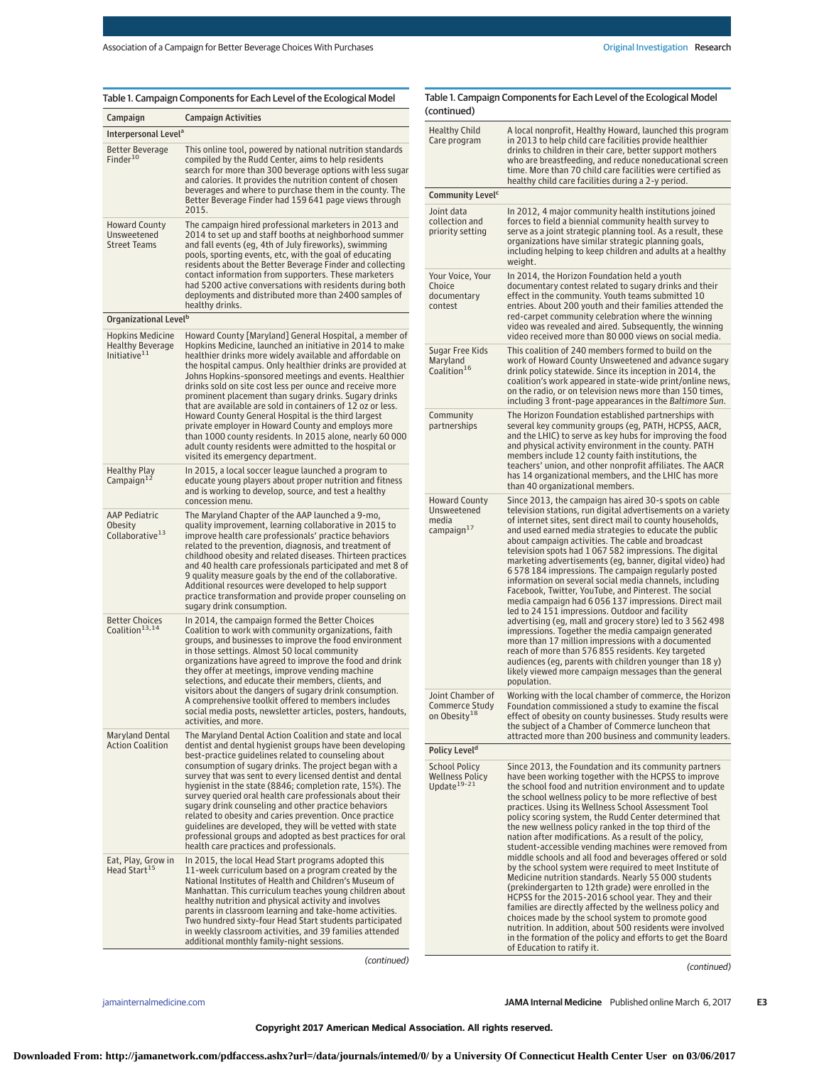Table 1. Campaign Components for Each Level of the Ecological Model

| Campaign | Campaign Activities |
|---|---|
| **Interpersonal Level[a]** | |
| Better Beverage Finder[10] | This online tool, powered by national nutrition standards compiled by the Rudd Center, aims to help residents search for more than 300 beverage options with less sugar and calories. It provides the nutrition content of chosen beverages and where to purchase them in the county. The Better Beverage Finder had 159 641 page views through 2015. |
| Howard County Unsweetened Street Teams | The campaign hired professional marketers in 2013 and 2014 to set up and staff booths at neighborhood summer and fall events (eg, 4th of July fireworks), swimming pools, sporting events, etc, with the goal of educating residents about the Better Beverage Finder and collecting contact information from supporters. These marketers had 5200 active conversations with residents during both deployments and distributed more than 2400 samples of healthy drinks. |
| **Organizational Level[b]** | |
| Hopkins Medicine Healthy Beverage Initiative[11] | Howard County [Maryland] General Hospital, a member of Hopkins Medicine, launched an initiative in 2014 to make healthier drinks more widely available and affordable on the hospital campus. Only healthier drinks are provided at Johns Hopkins–sponsored meetings and events. Healthier drinks sold on site cost less per ounce and receive more prominent placement than sugary drinks. Sugary drinks that are available are sold in containers of 12 oz or less. Howard County General Hospital is the third largest private employer in Howard County and employs more than 1000 county residents. In 2015 alone, nearly 60 000 adult county residents were admitted to the hospital or visited its emergency department. |
| Healthy Play Campaign[12] | In 2015, a local soccer league launched a program to educate young players about proper nutrition and fitness and is working to develop, source, and test a healthy concession menu. |
| AAP Pediatric Obesity Collaborative[13] | The Maryland Chapter of the AAP launched a 9-mo, quality improvement, learning collaborative in 2015 to improve health care professionals' practice behaviors related to the prevention, diagnosis, and treatment of childhood obesity and related diseases. Thirteen practices and 40 health care professionals participated and met 8 of 9 quality measure goals by the end of the collaborative. Additional resources were developed to help support practice transformation and provide proper counseling on sugary drink consumption. |
| Better Choices Coalition[13,14] | In 2014, the campaign formed the Better Choices Coalition to work with community organizations, faith groups, and businesses to improve the food environment in those settings. Almost 50 local community organizations have agreed to improve the food and drink they offer at meetings, improve vending machine selections, and educate their members, clients, and visitors about the dangers of sugary drink consumption. A comprehensive toolkit offered to members includes social media posts, newsletter articles, posters, handouts, activities, and more. |
| Maryland Dental Action Coalition | The Maryland Dental Action Coalition and state and local dentist and dental hygienist groups have been developing best-practice guidelines related to counseling about consumption of sugary drinks. The project began with a survey that was sent to every licensed dentist and dental hygienist in the state (8846; completion rate, 15%). The survey queried oral health care professionals about their sugary drink counseling and other practice behaviors related to obesity and caries prevention. Once practice guidelines are developed, they will be vetted with state professional groups and adopted as best practices for oral health care practices and professionals. |
| Eat, Play, Grow in Head Start[15] | In 2015, the local Head Start programs adopted this 11-week curriculum based on a program created by the National Institutes of Health and Children's Museum of Manhattan. This curriculum teaches young children about healthy nutrition and physical activity and involves parents in classroom learning and take-home activities. Two hundred sixty-four Head Start students participated in weekly classroom activities, and 39 families attended additional monthly family-night sessions. |
| Healthy Child Care program | A local nonprofit, Healthy Howard, launched this program in 2013 to help child care facilities provide healthier drinks to children in their care, better support mothers who are breastfeeding, and reduce noneducational screen time. More than 70 child care facilities were certified as healthy child care facilities during a 2-y period. |
| **Community Level[c]** | |
| Joint data collection and priority setting | In 2012, 4 major community health institutions joined forces to field a biennial community health survey to serve as a joint strategic planning tool. As a result, these organizations have similar strategic planning goals, including helping to keep children and adults at a healthy weight. |
| Your Voice, Your Choice documentary contest | In 2014, the Horizon Foundation held a youth documentary contest related to sugary drinks and their effect in the community. Youth teams submitted 10 entries. About 200 youth and their families attended the red-carpet community celebration where the winning video was revealed and aired. Subsequently, the winning video received more than 80 000 views on social media. |
| Sugar Free Kids Maryland Coalition[16] | This coalition of 240 members formed to build on the work of Howard County Unsweetened and advance sugary drink policy statewide. Since its inception in 2014, the coalition's work appeared in state-wide print/online news, on the radio, or on television news more than 150 times, including 3 front-page appearances in the *Baltimore Sun*. |
| Community partnerships | The Horizon Foundation established partnerships with several key community groups (eg, PATH, HCPSS, AACR, and the LHIC) to serve as key hubs for improving the food and physical activity environment in the county. PATH members include 12 county faith institutions, the teachers' union, and other nonprofit affiliates. The AACR has 14 organizational members, and the LHIC has more than 40 organizational members. |
| Howard County Unsweetened media campaign[17] | Since 2013, the campaign has aired 30-s spots on cable television stations, run digital advertisements on a variety of internet sites, sent direct mail to county households, and used earned media strategies to educate the public about campaign activities. The cable and broadcast television spots had 1 067 582 impressions. The digital marketing advertisements (eg, banner, digital video) had 6 578 184 impressions. The campaign regularly posted information on several social media channels, including Facebook, Twitter, YouTube, and Pinterest. The social media campaign had 6 056 137 impressions. Direct mail led to 24 151 impressions. Outdoor and facility advertising (eg, mall and grocery store) led to 3 562 498 impressions. Together the media campaign generated more than 17 million impressions with a documented reach of more than 576 855 residents. Key targeted audiences (eg, parents with children younger than 18 y) likely viewed more campaign messages than the general population. |
| Joint Chamber of Commerce Study on Obesity[18] | Working with the local chamber of commerce, the Horizon Foundation commissioned a study to examine the fiscal effect of obesity on county businesses. Study results were the subject of a Chamber of Commerce luncheon that attracted more than 200 business and community leaders. |
| **Policy Level[d]** | |
| School Policy Wellness Policy Update[19-21] | Since 2013, the Foundation and its community partners have been working together with the HCPSS to improve the school food and nutrition environment and to update the school wellness policy to be more reflective of best practices. Using its Wellness School Assessment Tool policy scoring system, the Rudd Center determined that the new wellness policy ranked in the top third of the nation after modifications. As a result of the policy, student-accessible vending machines were removed from middle schools and all food and beverages offered or sold by the school system were required to meet Institute of Medicine nutrition standards. Nearly 55 000 students (prekindergarten to 12th grade) were enrolled in the HCPSS for the 2015-2016 school year. They and their families are directly affected by the wellness policy and choices made by the school system to promote good nutrition. In addition, about 500 residents were involved in the formation of the policy and efforts to get the Board of Education to ratify it. |

(continued)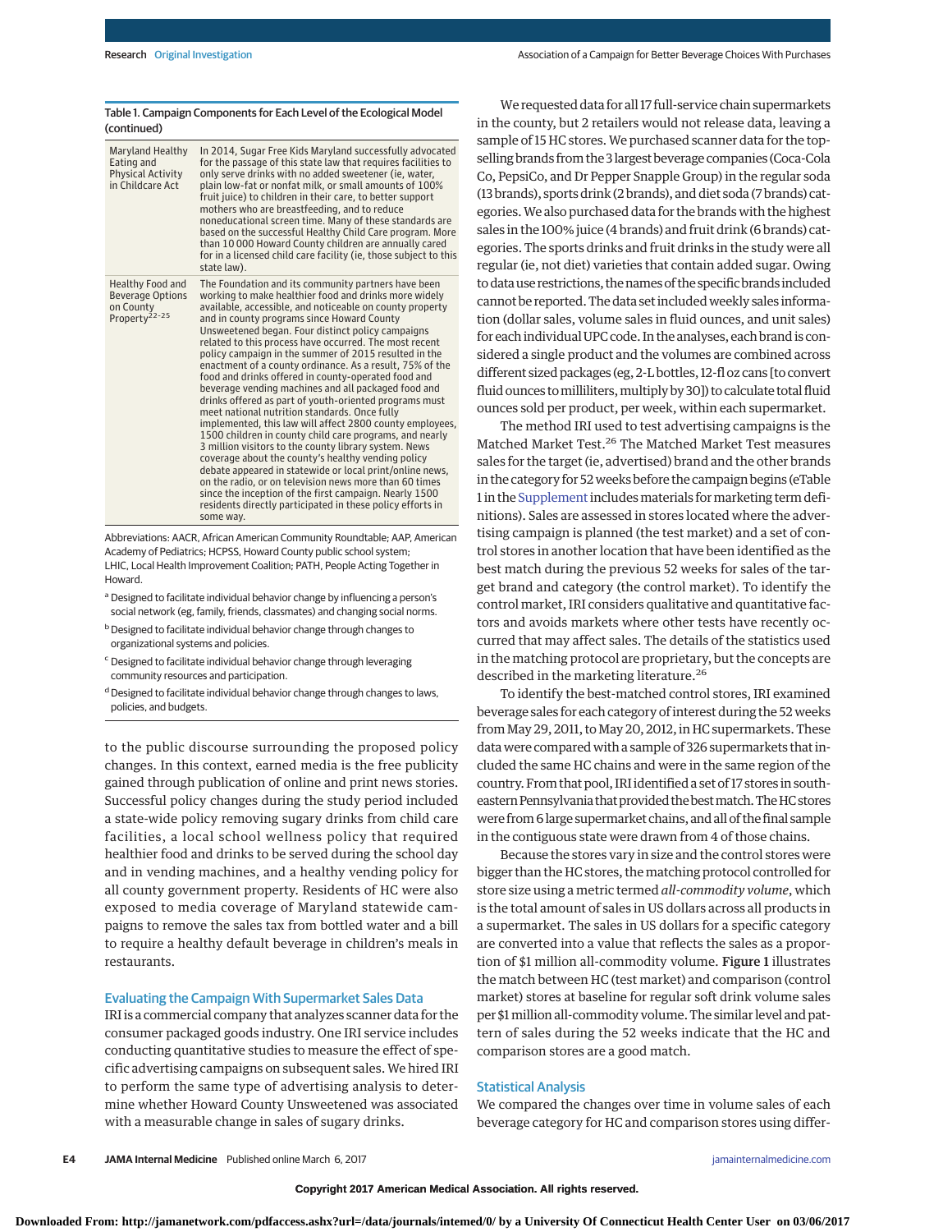Table 1. Campaign Components for Each Level of the Ecological Model (continued)

| | |
|---|---|
| Maryland Healthy Eating and Physical Activity in Childcare Act | In 2014, Sugar Free Kids Maryland successfully advocated for the passage of this state law that requires facilities to only serve drinks with no added sweetener (ie, water, plain low-fat or nonfat milk, or small amounts of 100% fruit juice) to children in their care, to better support mothers who are breastfeeding, and to reduce noneducational screen time. Many of these standards are based on the successful Healthy Child Care program. More than 10 000 Howard County children are annually cared for in a licensed child care facility (ie, those subject to this state law). |
| Healthy Food and Beverage Options on County Property[22-25] | The Foundation and its community partners have been working to make healthier food and drinks more widely available, accessible, and noticeable on county property and in county programs since Howard County Unsweetened began. Four distinct policy campaigns related to this process have occurred. The most recent policy campaign in the summer of 2015 resulted in the enactment of a county ordinance. As a result, 75% of the food and drinks offered in county-operated food and beverage vending machines and all packaged food and drinks offered as part of youth-oriented programs must meet national nutrition standards. Once fully implemented, this law will affect 2800 county employees, 1500 children in county child care programs, and nearly 3 million visitors to the county library system. News coverage about the county's healthy vending policy debate appeared in statewide or local print/online news, on the radio, or on television news more than 60 times since the inception of the first campaign. Nearly 1500 residents directly participated in these policy efforts in some way. |

Abbreviations: AACR, African American Community Roundtable; AAP, American Academy of Pediatrics; HCPSS, Howard County public school system; LHIC, Local Health Improvement Coalition; PATH, People Acting Together in Howard.

[a] Designed to facilitate individual behavior change by influencing a person's social network (eg, family, friends, classmates) and changing social norms.

[b] Designed to facilitate individual behavior change through changes to organizational systems and policies.

[c] Designed to facilitate individual behavior change through leveraging community resources and participation.

[d] Designed to facilitate individual behavior change through changes to laws, policies, and budgets.

to the public discourse surrounding the proposed policy changes. In this context, earned media is the free publicity gained through publication of online and print news stories. Successful policy changes during the study period included a state-wide policy removing sugary drinks from child care facilities, a local school wellness policy that required healthier food and drinks to be served during the school day and in vending machines, and a healthy vending policy for all county government property. Residents of HC were also exposed to media coverage of Maryland statewide campaigns to remove the sales tax from bottled water and a bill to require a healthy default beverage in children's meals in restaurants.

## Evaluating the Campaign With Supermarket Sales Data

IRI is a commercial company that analyzes scanner data for the consumer packaged goods industry. One IRI service includes conducting quantitative studies to measure the effect of specific advertising campaigns on subsequent sales. We hired IRI to perform the same type of advertising analysis to determine whether Howard County Unsweetened was associated with a measurable change in sales of sugary drinks.

We requested data for all 17 full-service chain supermarkets in the county, but 2 retailers would not release data, leaving a sample of 15 HC stores. We purchased scanner data for the top-selling brands from the 3 largest beverage companies (Coca-Cola Co, PepsiCo, and Dr Pepper Snapple Group) in the regular soda (13 brands), sports drink (2 brands), and diet soda (7 brands) categories. We also purchased data for the brands with the highest sales in the 100% juice (4 brands) and fruit drink (6 brands) categories. The sports drinks and fruit drinks in the study were all regular (ie, not diet) varieties that contain added sugar. Owing to data use restrictions, the names of the specific brands included cannot be reported. The data set included weekly sales information (dollar sales, volume sales in fluid ounces, and unit sales) for each individual UPC code. In the analyses, each brand is considered a single product and the volumes are combined across different sized packages (eg, 2-L bottles, 12-fl oz cans [to convert fluid ounces to milliliters, multiply by 30]) to calculate total fluid ounces sold per product, per week, within each supermarket.

The method IRI used to test advertising campaigns is the Matched Market Test.[26] The Matched Market Test measures sales for the target (ie, advertised) brand and the other brands in the category for 52 weeks before the campaign begins (eTable 1 in the Supplement includes materials for marketing term definitions). Sales are assessed in stores located where the advertising campaign is planned (the test market) and a set of control stores in another location that have been identified as the best match during the previous 52 weeks for sales of the target brand and category (the control market). To identify the control market, IRI considers qualitative and quantitative factors and avoids markets where other tests have recently occurred that may affect sales. The details of the statistics used in the matching protocol are proprietary, but the concepts are described in the marketing literature.[26]

To identify the best-matched control stores, IRI examined beverage sales for each category of interest during the 52 weeks from May 29, 2011, to May 20, 2012, in HC supermarkets. These data were compared with a sample of 326 supermarkets that included the same HC chains and were in the same region of the country. From that pool, IRI identified a set of 17 stores in southeastern Pennsylvania that provided the best match. The HC stores were from 6 large supermarket chains, and all of the final sample in the contiguous state were drawn from 4 of those chains.

Because the stores vary in size and the control stores were bigger than the HC stores, the matching protocol controlled for store size using a metric termed *all-commodity volume*, which is the total amount of sales in US dollars across all products in a supermarket. The sales in US dollars for a specific category are converted into a value that reflects the sales as a proportion of $1 million all-commodity volume. **Figure 1** illustrates the match between HC (test market) and comparison (control market) stores at baseline for regular soft drink volume sales per $1 million all-commodity volume. The similar level and pattern of sales during the 52 weeks indicate that the HC and comparison stores are a good match.

## Statistical Analysis

We compared the changes over time in volume sales of each beverage category for HC and comparison stores using differ-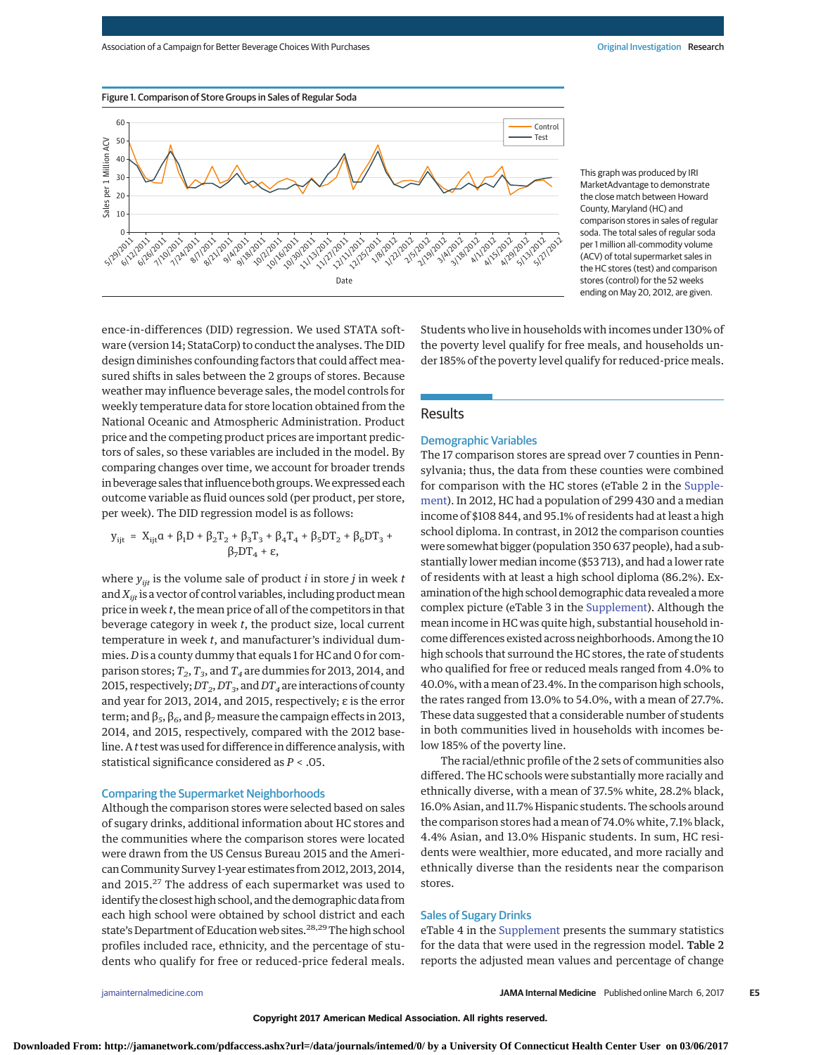**Figure 1. Comparison of Store Groups in Sales of Regular Soda**

This graph was produced by IRI MarketAdvantage to demonstrate the close match between Howard County, Maryland (HC) and comparison stores in sales of regular soda. The total sales of regular soda per 1 million all-commodity volume (ACV) of total supermarket sales in the HC stores (test) and comparison stores (control) for the 52 weeks ending on May 20, 2012, are given.

ence-in-differences (DID) regression. We used STATA software (version 14; StataCorp) to conduct the analyses. The DID design diminishes confounding factors that could affect measured shifts in sales between the 2 groups of stores. Because weather may influence beverage sales, the model controls for weekly temperature data for store location obtained from the National Oceanic and Atmospheric Administration. Product price and the competing product prices are important predictors of sales, so these variables are included in the model. By comparing changes over time, we account for broader trends in beverage sales that influence both groups. We expressed each outcome variable as fluid ounces sold (per product, per store, per week). The DID regression model is as follows:

$$y_{ijt} = X_{ijt}\alpha + \beta_1 D + \beta_2 T_2 + \beta_3 T_3 + \beta_4 T_4 + \beta_5 DT_2 + \beta_6 DT_3 + \beta_7 DT_4 + \varepsilon,$$

where $y_{ijt}$ is the volume sale of product $i$ in store $j$ in week $t$ and $X_{ijt}$ is a vector of control variables, including product mean price in week $t$, the mean price of all of the competitors in that beverage category in week $t$, the product size, local current temperature in week $t$, and manufacturer's individual dummies. $D$ is a county dummy that equals 1 for HC and 0 for comparison stores; $T_2$, $T_3$, and $T_4$ are dummies for 2013, 2014, and 2015, respectively; $DT_2$, $DT_3$, and $DT_4$ are interactions of county and year for 2013, 2014, and 2015, respectively; $\varepsilon$ is the error term; and $\beta_5$, $\beta_6$, and $\beta_7$ measure the campaign effects in 2013, 2014, and 2015, respectively, compared with the 2012 baseline. A $t$ test was used for difference in difference analysis, with statistical significance considered as $P < .05$.

### Comparing the Supermarket Neighborhoods

Although the comparison stores were selected based on sales of sugary drinks, additional information about HC stores and the communities where the comparison stores were located were drawn from the US Census Bureau 2015 and the American Community Survey 1-year estimates from 2012, 2013, 2014, and 2015.[27] The address of each supermarket was used to identify the closest high school, and the demographic data from each high school were obtained by school district and each state's Department of Education web sites.[28,29] The high school profiles included race, ethnicity, and the percentage of students who qualify for free or reduced-price federal meals. Students who live in households with incomes under 130% of the poverty level qualify for free meals, and households under 185% of the poverty level qualify for reduced-price meals.

## Results

### Demographic Variables

The 17 comparison stores are spread over 7 counties in Pennsylvania; thus, the data from these counties were combined for comparison with the HC stores (eTable 2 in the Supplement). In 2012, HC had a population of 299 430 and a median income of $108 844, and 95.1% of residents had at least a high school diploma. In contrast, in 2012 the comparison counties were somewhat bigger (population 350 637 people), had a substantially lower median income ($53 713), and had a lower rate of residents with at least a high school diploma (86.2%). Examination of the high school demographic data revealed a more complex picture (eTable 3 in the Supplement). Although the mean income in HC was quite high, substantial household income differences existed across neighborhoods. Among the 10 high schools that surround the HC stores, the rate of students who qualified for free or reduced meals ranged from 4.0% to 40.0%, with a mean of 23.4%. In the comparison high schools, the rates ranged from 13.0% to 54.0%, with a mean of 27.7%. These data suggested that a considerable number of students in both communities lived in households with incomes below 185% of the poverty line.

The racial/ethnic profile of the 2 sets of communities also differed. The HC schools were substantially more racially and ethnically diverse, with a mean of 37.5% white, 28.2% black, 16.0% Asian, and 11.7% Hispanic students. The schools around the comparison stores had a mean of 74.0% white, 7.1% black, 4.4% Asian, and 13.0% Hispanic students. In sum, HC residents were wealthier, more educated, and more racially and ethnically diverse than the residents near the comparison stores.

### Sales of Sugary Drinks

eTable 4 in the Supplement presents the summary statistics for the data that were used in the regression model. **Table 2** reports the adjusted mean values and percentage of change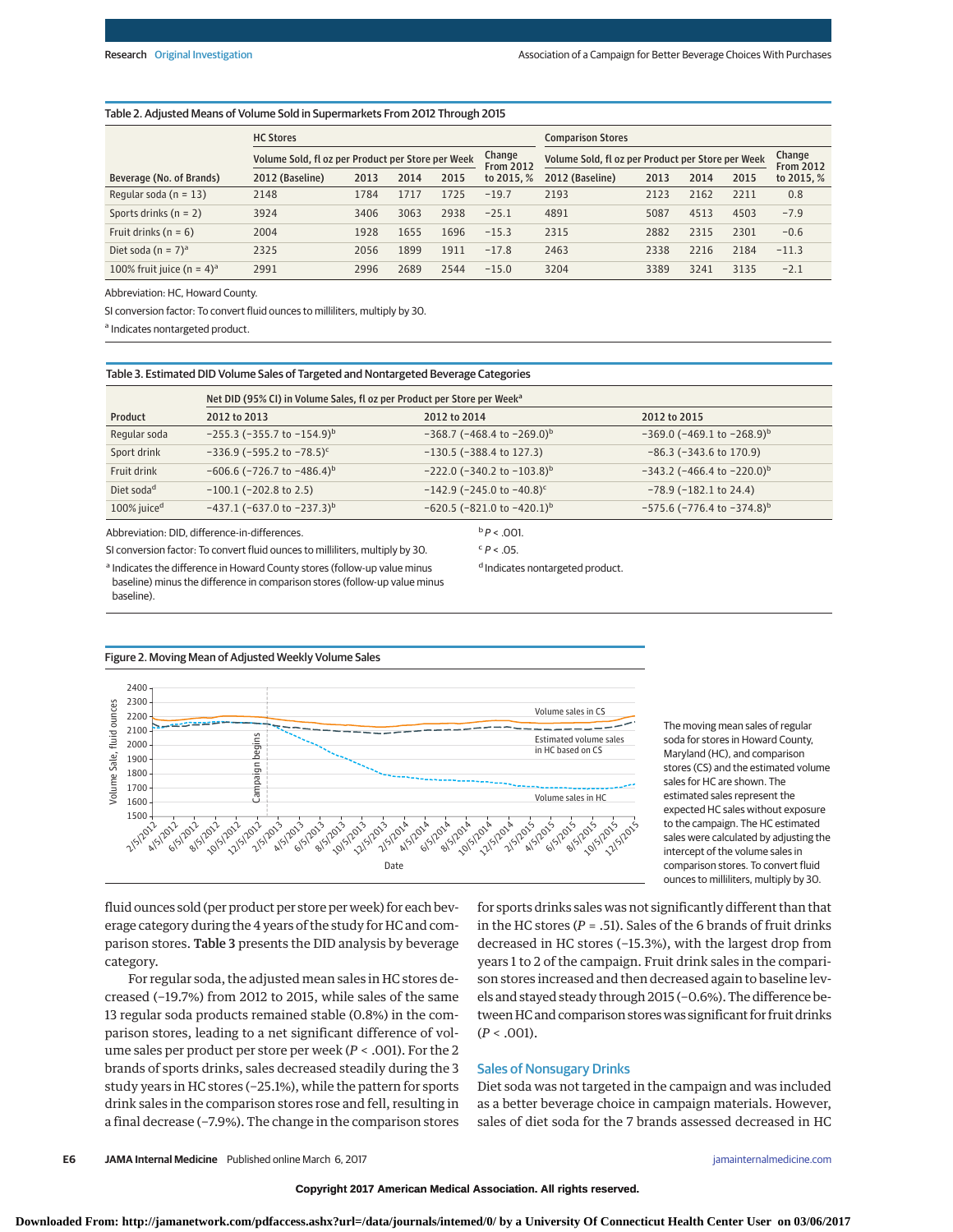Table 2. Adjusted Means of Volume Sold in Supermarkets From 2012 Through 2015

| Beverage (No. of Brands) | HC Stores: Volume Sold, fl oz per Product per Store per Week 2012 (Baseline) | 2013 | 2014 | 2015 | Change From 2012 to 2015, % | Comparison Stores: Volume Sold, fl oz per Product per Store per Week 2012 (Baseline) | 2013 | 2014 | 2015 | Change From 2012 to 2015, % |
|---|---|---|---|---|---|---|---|---|---|---|
| Regular soda (n = 13) | 2148 | 1784 | 1717 | 1725 | −19.7 | 2193 | 2123 | 2162 | 2211 | 0.8 |
| Sports drinks (n = 2) | 3924 | 3406 | 3063 | 2938 | −25.1 | 4891 | 5087 | 4513 | 4503 | −7.9 |
| Fruit drinks (n = 6) | 2004 | 1928 | 1655 | 1696 | −15.3 | 2315 | 2882 | 2315 | 2301 | −0.6 |
| Diet soda (n = 7)[a] | 2325 | 2056 | 1899 | 1911 | −17.8 | 2463 | 2338 | 2216 | 2184 | −11.3 |
| 100% fruit juice (n = 4)[a] | 2991 | 2996 | 2689 | 2544 | −15.0 | 3204 | 3389 | 3241 | 3135 | −2.1 |

Abbreviation: HC, Howard County.

SI conversion factor: To convert fluid ounces to milliliters, multiply by 30.

[a] Indicates nontargeted product.

Table 3. Estimated DID Volume Sales of Targeted and Nontargeted Beverage Categories

| Product | Net DID (95% CI) in Volume Sales, fl oz per Product per Store per Week[a] 2012 to 2013 | 2012 to 2014 | 2012 to 2015 |
|---|---|---|---|
| Regular soda | −255.3 (−355.7 to −154.9)[b] | −368.7 (−468.4 to −269.0)[b] | −369.0 (−469.1 to −268.9)[b] |
| Sport drink | −336.9 (−595.2 to −78.5)[c] | −130.5 (−388.4 to 127.3) | −86.3 (−343.6 to 170.9) |
| Fruit drink | −606.6 (−726.7 to −486.4)[b] | −222.0 (−340.2 to −103.8)[b] | −343.2 (−466.4 to −220.0)[b] |
| Diet soda[d] | −100.1 (−202.8 to 2.5) | −142.9 (−245.0 to −40.8)[c] | −78.9 (−182.1 to 24.4) |
| 100% juice[d] | −437.1 (−637.0 to −237.3)[b] | −620.5 (−821.0 to −420.1)[b] | −575.6 (−776.4 to −374.8)[b] |

Abbreviation: DID, difference-in-differences.

SI conversion factor: To convert fluid ounces to milliliters, multiply by 30.

[a] Indicates the difference in Howard County stores (follow-up value minus baseline) minus the difference in comparison stores (follow-up value minus baseline).

[b] $P < .001$.

[c] $P < .05$.

[d] Indicates nontargeted product.

Figure 2. Moving Mean of Adjusted Weekly Volume Sales

The moving mean sales of regular soda for stores in Howard County, Maryland (HC), and comparison stores (CS) and the estimated volume sales for HC are shown. The estimated sales represent the expected HC sales without exposure to the campaign. The HC estimated sales were calculated by adjusting the intercept of the volume sales in comparison stores. To convert fluid ounces to milliliters, multiply by 30.

fluid ounces sold (per product per store per week) for each beverage category during the 4 years of the study for HC and comparison stores. **Table 3** presents the DID analysis by beverage category.

For regular soda, the adjusted mean sales in HC stores decreased (−19.7%) from 2012 to 2015, while sales of the same 13 regular soda products remained stable (0.8%) in the comparison stores, leading to a net significant difference of volume sales per product per store per week ($P < .001$). For the 2 brands of sports drinks, sales decreased steadily during the 3 study years in HC stores (−25.1%), while the pattern for sports drink sales in the comparison stores rose and fell, resulting in a final decrease (−7.9%). The change in the comparison stores for sports drinks sales was not significantly different than that in the HC stores ($P = .51$). Sales of the 6 brands of fruit drinks decreased in HC stores (−15.3%), with the largest drop from years 1 to 2 of the campaign. Fruit drink sales in the comparison stores increased and then decreased again to baseline levels and stayed steady through 2015 (−0.6%). The difference between HC and comparison stores was significant for fruit drinks ($P < .001$).

## Sales of Nonsugary Drinks

Diet soda was not targeted in the campaign and was included as a better beverage choice in campaign materials. However, sales of diet soda for the 7 brands assessed decreased in HC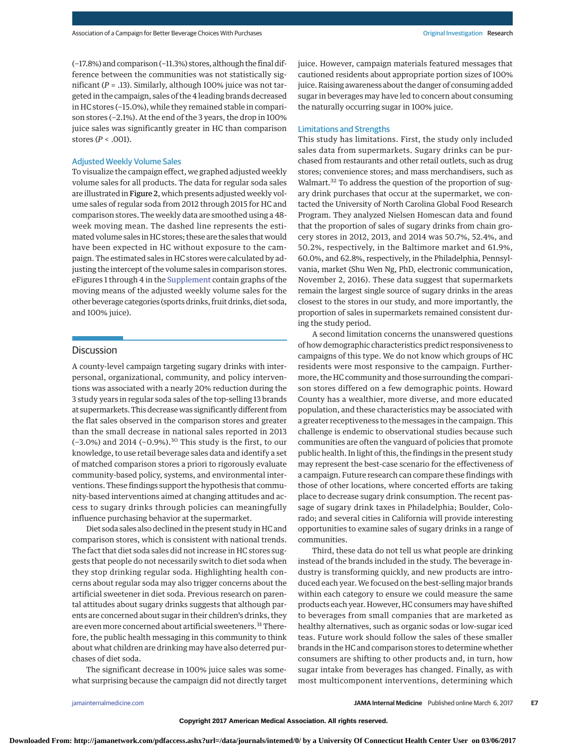(−17.8%) and comparison (−11.3%) stores, although the final difference between the communities was not statistically significant ($P = .13$). Similarly, although 100% juice was not targeted in the campaign, sales of the 4 leading brands decreased in HC stores (−15.0%), while they remained stable in comparison stores (−2.1%). At the end of the 3 years, the drop in 100% juice sales was significantly greater in HC than comparison stores ($P < .001$).

### Adjusted Weekly Volume Sales

To visualize the campaign effect, we graphed adjusted weekly volume sales for all products. The data for regular soda sales are illustrated in **Figure 2**, which presents adjusted weekly volume sales of regular soda from 2012 through 2015 for HC and comparison stores. The weekly data are smoothed using a 48-week moving mean. The dashed line represents the estimated volume sales in HC stores; these are the sales that would have been expected in HC without exposure to the campaign. The estimated sales in HC stores were calculated by adjusting the intercept of the volume sales in comparison stores. eFigures 1 through 4 in the Supplement contain graphs of the moving means of the adjusted weekly volume sales for the other beverage categories (sports drinks, fruit drinks, diet soda, and 100% juice).

## Discussion

A county-level campaign targeting sugary drinks with interpersonal, organizational, community, and policy interventions was associated with a nearly 20% reduction during the 3 study years in regular soda sales of the top-selling 13 brands at supermarkets. This decrease was significantly different from the flat sales observed in the comparison stores and greater than the small decrease in national sales reported in 2013 (−3.0%) and 2014 (−0.9%).[30] This study is the first, to our knowledge, to use retail beverage sales data and identify a set of matched comparison stores a priori to rigorously evaluate community-based policy, systems, and environmental interventions. These findings support the hypothesis that community-based interventions aimed at changing attitudes and access to sugary drinks through policies can meaningfully influence purchasing behavior at the supermarket.

Diet soda sales also declined in the present study in HC and comparison stores, which is consistent with national trends. The fact that diet soda sales did not increase in HC stores suggests that people do not necessarily switch to diet soda when they stop drinking regular soda. Highlighting health concerns about regular soda may also trigger concerns about the artificial sweetener in diet soda. Previous research on parental attitudes about sugary drinks suggests that although parents are concerned about sugar in their children's drinks, they are even more concerned about artificial sweeteners.[31] Therefore, the public health messaging in this community to think about what children are drinking may have also deterred purchases of diet soda.

The significant decrease in 100% juice sales was somewhat surprising because the campaign did not directly target juice. However, campaign materials featured messages that cautioned residents about appropriate portion sizes of 100% juice. Raising awareness about the danger of consuming added sugar in beverages may have led to concern about consuming the naturally occurring sugar in 100% juice.

### Limitations and Strengths

This study has limitations. First, the study only included sales data from supermarkets. Sugary drinks can be purchased from restaurants and other retail outlets, such as drug stores; convenience stores; and mass merchandisers, such as Walmart.[32] To address the question of the proportion of sugary drink purchases that occur at the supermarket, we contacted the University of North Carolina Global Food Research Program. They analyzed Nielsen Homescan data and found that the proportion of sales of sugary drinks from chain grocery stores in 2012, 2013, and 2014 was 50.7%, 52.4%, and 50.2%, respectively, in the Baltimore market and 61.9%, 60.0%, and 62.8%, respectively, in the Philadelphia, Pennsylvania, market (Shu Wen Ng, PhD, electronic communication, November 2, 2016). These data suggest that supermarkets remain the largest single source of sugary drinks in the areas closest to the stores in our study, and more importantly, the proportion of sales in supermarkets remained consistent during the study period.

A second limitation concerns the unanswered questions of how demographic characteristics predict responsiveness to campaigns of this type. We do not know which groups of HC residents were most responsive to the campaign. Furthermore, the HC community and those surrounding the comparison stores differed on a few demographic points. Howard County has a wealthier, more diverse, and more educated population, and these characteristics may be associated with a greater receptiveness to the messages in the campaign. This challenge is endemic to observational studies because such communities are often the vanguard of policies that promote public health. In light of this, the findings in the present study may represent the best-case scenario for the effectiveness of a campaign. Future research can compare these findings with those of other locations, where concerted efforts are taking place to decrease sugary drink consumption. The recent passage of sugary drink taxes in Philadelphia; Boulder, Colorado; and several cities in California will provide interesting opportunities to examine sales of sugary drinks in a range of communities.

Third, these data do not tell us what people are drinking instead of the brands included in the study. The beverage industry is transforming quickly, and new products are introduced each year. We focused on the best-selling major brands within each category to ensure we could measure the same products each year. However, HC consumers may have shifted to beverages from small companies that are marketed as healthy alternatives, such as organic sodas or low-sugar iced teas. Future work should follow the sales of these smaller brands in the HC and comparison stores to determine whether consumers are shifting to other products and, in turn, how sugar intake from beverages has changed. Finally, as with most multicomponent interventions, determining which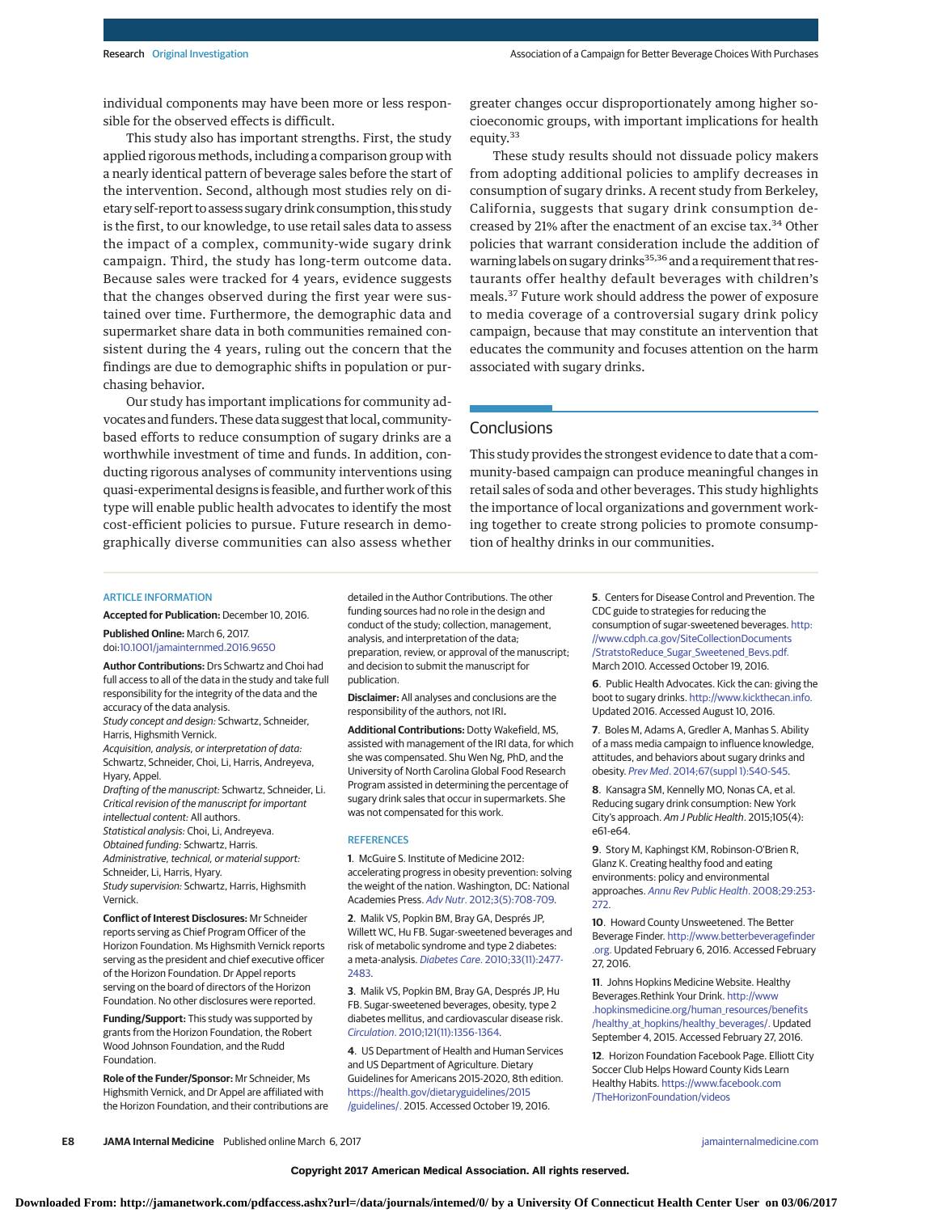individual components may have been more or less responsible for the observed effects is difficult.

This study also has important strengths. First, the study applied rigorous methods, including a comparison group with a nearly identical pattern of beverage sales before the start of the intervention. Second, although most studies rely on dietary self-report to assess sugary drink consumption, this study is the first, to our knowledge, to use retail sales data to assess the impact of a complex, community-wide sugary drink campaign. Third, the study has long-term outcome data. Because sales were tracked for 4 years, evidence suggests that the changes observed during the first year were sustained over time. Furthermore, the demographic data and supermarket share data in both communities remained consistent during the 4 years, ruling out the concern that the findings are due to demographic shifts in population or purchasing behavior.

Our study has important implications for community advocates and funders. These data suggest that local, community-based efforts to reduce consumption of sugary drinks are a worthwhile investment of time and funds. In addition, conducting rigorous analyses of community interventions using quasi-experimental designs is feasible, and further work of this type will enable public health advocates to identify the most cost-efficient policies to pursue. Future research in demographically diverse communities can also assess whether greater changes occur disproportionately among higher socioeconomic groups, with important implications for health equity.[33]

These study results should not dissuade policy makers from adopting additional policies to amplify decreases in consumption of sugary drinks. A recent study from Berkeley, California, suggests that sugary drink consumption decreased by 21% after the enactment of an excise tax.[34] Other policies that warrant consideration include the addition of warning labels on sugary drinks[35,36] and a requirement that restaurants offer healthy default beverages with children's meals.[37] Future work should address the power of exposure to media coverage of a controversial sugary drink policy campaign, because that may constitute an intervention that educates the community and focuses attention on the harm associated with sugary drinks.

## Conclusions

This study provides the strongest evidence to date that a community-based campaign can produce meaningful changes in retail sales of soda and other beverages. This study highlights the importance of local organizations and government working together to create strong policies to promote consumption of healthy drinks in our communities.

ARTICLE INFORMATION

**Accepted for Publication:** December 10, 2016.

**Published Online:** March 6, 2017. doi:10.1001/jamainternmed.2016.9650

**Author Contributions:** Drs Schwartz and Choi had full access to all of the data in the study and take full responsibility for the integrity of the data and the accuracy of the data analysis.
*Study concept and design:* Schwartz, Schneider, Harris, Highsmith Vernick.
*Acquisition, analysis, or interpretation of data:* Schwartz, Schneider, Choi, Li, Harris, Andreyeva, Hyary, Appel.
*Drafting of the manuscript:* Schwartz, Schneider, Li.
*Critical revision of the manuscript for important intellectual content:* All authors.
*Statistical analysis:* Choi, Li, Andreyeva.
*Obtained funding:* Schwartz, Harris.
*Administrative, technical, or material support:* Schneider, Li, Harris, Hyary.
*Study supervision:* Schwartz, Harris, Highsmith Vernick.

**Conflict of Interest Disclosures:** Mr Schneider reports serving as Chief Program Officer of the Horizon Foundation. Ms Highsmith Vernick reports serving as the president and chief executive officer of the Horizon Foundation. Dr Appel reports serving on the board of directors of the Horizon Foundation. No other disclosures were reported.

**Funding/Support:** This study was supported by grants from the Horizon Foundation, the Robert Wood Johnson Foundation, and the Rudd Foundation.

**Role of the Funder/Sponsor:** Mr Schneider, Ms Highsmith Vernick, and Dr Appel are affiliated with the Horizon Foundation, and their contributions are detailed in the Author Contributions. The other funding sources had no role in the design and conduct of the study; collection, management, analysis, and interpretation of the data; preparation, review, or approval of the manuscript; and decision to submit the manuscript for publication.

**Disclaimer:** All analyses and conclusions are the responsibility of the authors, not IRI.

**Additional Contributions:** Dotty Wakefield, MS, assisted with management of the IRI data, for which she was compensated. Shu Wen Ng, PhD, and the University of North Carolina Global Food Research Program assisted in determining the percentage of sugary drink sales that occur in supermarkets. She was not compensated for this work.

REFERENCES

1. McGuire S. Institute of Medicine 2012: accelerating progress in obesity prevention: solving the weight of the nation. Washington, DC: National Academies Press. *Adv Nutr*. 2012;3(5):708-709.

2. Malik VS, Popkin BM, Bray GA, Després JP, Willett WC, Hu FB. Sugar-sweetened beverages and risk of metabolic syndrome and type 2 diabetes: a meta-analysis. *Diabetes Care*. 2010;33(11):2477-2483.

3. Malik VS, Popkin BM, Bray GA, Després JP, Hu FB. Sugar-sweetened beverages, obesity, type 2 diabetes mellitus, and cardiovascular disease risk. *Circulation*. 2010;121(11):1356-1364.

4. US Department of Health and Human Services and US Department of Agriculture. Dietary Guidelines for Americans 2015-2020, 8th edition. https://health.gov/dietaryguidelines/2015/guidelines/. 2015. Accessed October 19, 2016.

5. Centers for Disease Control and Prevention. The CDC guide to strategies for reducing the consumption of sugar-sweetened beverages. http://www.cdph.ca.gov/SiteCollectionDocuments/StratstoReduce_Sugar_Sweetened_Bevs.pdf. March 2010. Accessed October 19, 2016.

6. Public Health Advocates. Kick the can: giving the boot to sugary drinks. http://www.kickthecan.info. Updated 2016. Accessed August 10, 2016.

7. Boles M, Adams A, Gredler A, Manhas S. Ability of a mass media campaign to influence knowledge, attitudes, and behaviors about sugary drinks and obesity. *Prev Med*. 2014;67(suppl 1):S40-S45.

8. Kansagra SM, Kennelly MO, Nonas CA, et al. Reducing sugary drink consumption: New York City's approach. *Am J Public Health*. 2015;105(4):e61-e64.

9. Story M, Kaphingst KM, Robinson-O'Brien R, Glanz K. Creating healthy food and eating environments: policy and environmental approaches. *Annu Rev Public Health*. 2008;29:253-272.

10. Howard County Unsweetened. The Better Beverage Finder. http://www.betterbeveragefinder.org. Updated February 6, 2016. Accessed February 27, 2016.

11. Johns Hopkins Medicine Website. Healthy Beverages.Rethink Your Drink. http://www.hopkinsmedicine.org/human_resources/benefits/healthy_at_hopkins/healthy_beverages/. Updated September 4, 2015. Accessed February 27, 2016.

12. Horizon Foundation Facebook Page. Elliott City Soccer Club Helps Howard County Kids Learn Healthy Habits. https://www.facebook.com/TheHorizonFoundation/videos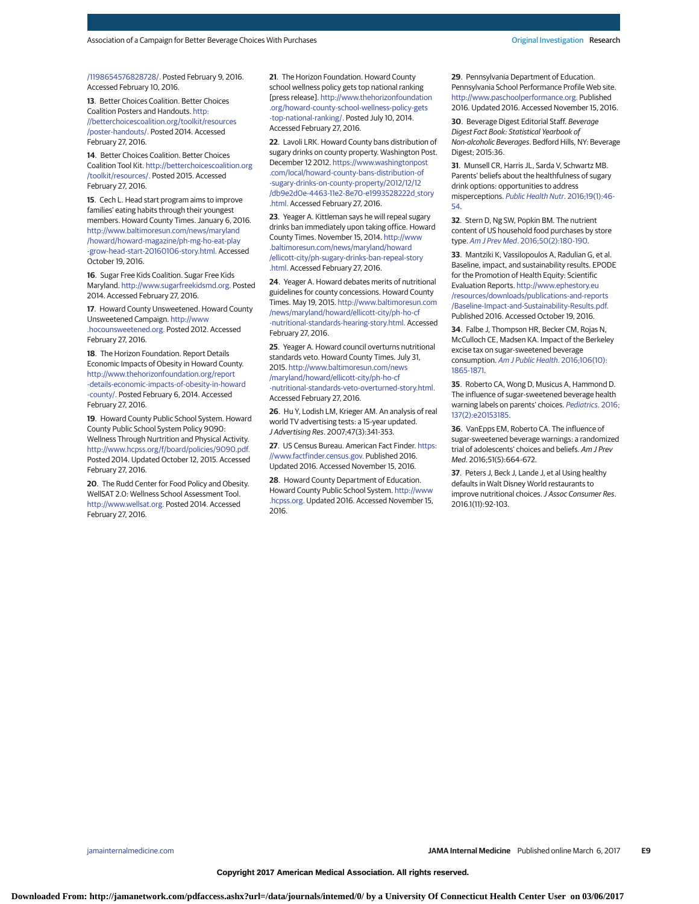/1198654576828728/. Posted February 9, 2016. Accessed February 10, 2016.

**13**. Better Choices Coalition. Better Choices Coalition Posters and Handouts. http://betterchoicescoalition.org/toolkit/resources/poster-handouts/. Posted 2014. Accessed February 27, 2016.

**14**. Better Choices Coalition. Better Choices Coalition Tool Kit. http://betterchoicescoalition.org/toolkit/resources/. Posted 2015. Accessed February 27, 2016.

**15**. Cech L. Head start program aims to improve families' eating habits through their youngest members. Howard County Times. January 6, 2016. http://www.baltimoresun.com/news/maryland/howard/howard-magazine/ph-mg-ho-eat-play-grow-head-start-20160106-story.html. Accessed October 19, 2016.

**16**. Sugar Free Kids Coalition. Sugar Free Kids Maryland. http://www.sugarfreekidsmd.org. Posted 2014. Accessed February 27, 2016.

**17**. Howard County Unsweetened. Howard County Unsweetened Campaign. http://www.hocounsweetened.org. Posted 2012. Accessed February 27, 2016.

**18**. The Horizon Foundation. Report Details Economic Impacts of Obesity in Howard County. http://www.thehorizonfoundation.org/report-details-economic-impacts-of-obesity-in-howard-county/. Posted February 6, 2014. Accessed February 27, 2016.

**19**. Howard County Public School System. Howard County Public School System Policy 9090: Wellness Through Nurtrition and Physical Activity. http://www.hcpss.org/f/board/policies/9090.pdf. Posted 2014. Updated October 12, 2015. Accessed February 27, 2016.

**20**. The Rudd Center for Food Policy and Obesity. WellSAT 2.0: Wellness School Assessment Tool. http://www.wellsat.org. Posted 2014. Accessed February 27, 2016.

**21**. The Horizon Foundation. Howard County school wellness policy gets top national ranking [press release]. http://www.thehorizonfoundation.org/howard-county-school-wellness-policy-gets-top-national-ranking/. Posted July 10, 2014. Accessed February 27, 2016.

**22**. Lavoli LRK. Howard County bans distribution of sugary drinks on county property. Washington Post. December 12 2012. https://www.washingtonpost.com/local/howard-county-bans-distribution-of-sugary-drinks-on-county-property/2012/12/12/db9e2d0e-4463-11e2-8e70-e1993528222d_story.html. Accessed February 27, 2016.

**23**. Yeager A. Kittleman says he will repeal sugary drinks ban immediately upon taking office. Howard County Times. November 15, 2014. http://www.baltimoresun.com/news/maryland/howard/ellicott-city/ph-sugary-drinks-ban-repeal-story.html. Accessed February 27, 2016.

**24**. Yeager A. Howard debates merits of nutritional guidelines for county concessions. Howard County Times. May 19, 2015. http://www.baltimoresun.com/news/maryland/howard/ellicott-city/ph-ho-cf-nutritional-standards-hearing-story.html. Accessed February 27, 2016.

**25**. Yeager A. Howard council overturns nutritional standards veto. Howard County Times. July 31, 2015. http://www.baltimoresun.com/news/maryland/howard/ellicott-city/ph-ho-cf-nutritional-standards-veto-overturned-story.html. Accessed February 27, 2016.

**26**. Hu Y, Lodish LM, Krieger AM. An analysis of real world TV advertising tests: a 15-year updated. *J Advertising Res*. 2007;47(3):341-353.

**27**. US Census Bureau. American Fact Finder. https://www.factfinder.census.gov. Published 2016. Updated 2016. Accessed November 15, 2016.

**28**. Howard County Department of Education. Howard County Public School System. http://www.hcpss.org. Updated 2016. Accessed November 15, 2016.

**29**. Pennsylvania Department of Education. Pennsylvania School Performance Profile Web site. http://www.paschoolperformance.org. Published 2016. Updated 2016. Accessed November 15, 2016.

**30**. Beverage Digest Editorial Staff. *Beverage Digest Fact Book: Statistical Yearbook of Non-alcoholic Beverages*. Bedford Hills, NY: Beverage Digest; 2015:36.

**31**. Munsell CR, Harris JL, Sarda V, Schwartz MB. Parents' beliefs about the healthfulness of sugary drink options: opportunities to address misperceptions. *Public Health Nutr*. 2016;19(1):46-54.

**32**. Stern D, Ng SW, Popkin BM. The nutrient content of US household food purchases by store type. *Am J Prev Med*. 2016;50(2):180-190.

**33**. Mantziki K, Vassilopoulos A, Radulian G, et al. Baseline, impact, and sustainability results. EPODE for the Promotion of Health Equity: Scientific Evaluation Reports. http://www.ephestory.eu/resources/downloads/publications-and-reports/Baseline-Impact-and-Sustainability-Results.pdf. Published 2016. Accessed October 19, 2016.

**34**. Falbe J, Thompson HR, Becker CM, Rojas N, McCulloch CE, Madsen KA. Impact of the Berkeley excise tax on sugar-sweetened beverage consumption. *Am J Public Health*. 2016;106(10):1865-1871.

**35**. Roberto CA, Wong D, Musicus A, Hammond D. The influence of sugar-sweetened beverage health warning labels on parents' choices. *Pediatrics*. 2016;137(2):e20153185.

**36**. VanEpps EM, Roberto CA. The influence of sugar-sweetened beverage warnings: a randomized trial of adolescents' choices and beliefs. *Am J Prev Med*. 2016;51(5):664-672.

**37**. Peters J, Beck J, Lande J, et al Using healthy defaults in Walt Disney World restaurants to improve nutritional choices. *J Assoc Consumer Res*. 2016.1(11):92-103.